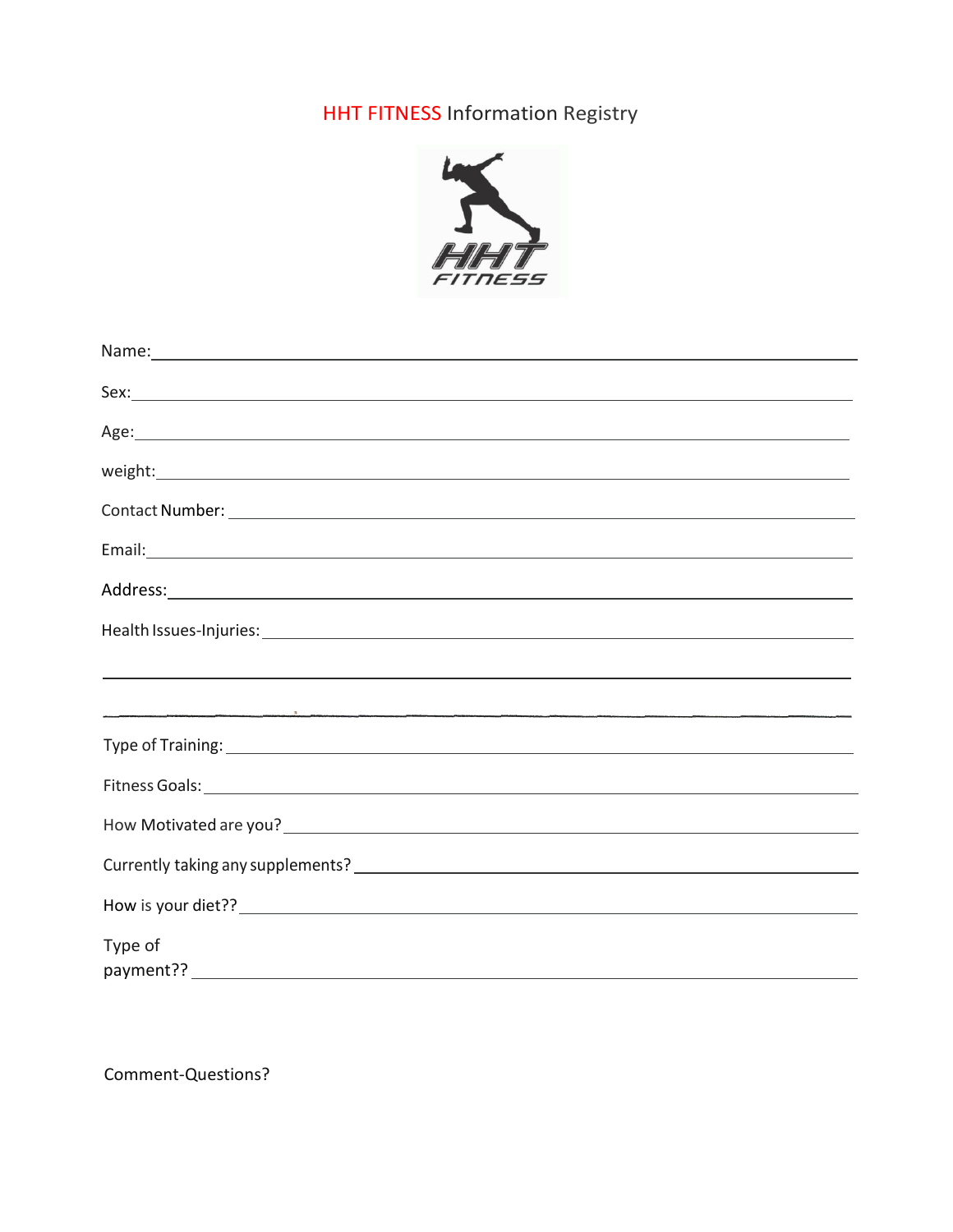# HHT FITNESS Information Registry

HHT FITNESS

Name: \_\_\_\_\_\_\_\_\_\_\_\_\_\_\_\_\_\_\_\_\_\_\_\_\_\_\_\_\_\_\_\_\_\_\_\_\_\_\_\_

Sex: \_\_\_\_\_\_\_\_\_\_\_\_\_\_\_\_\_\_\_\_\_\_\_\_\_\_\_\_\_\_\_\_\_\_\_\_\_\_\_\_

Age: \_\_\_\_\_\_\_\_\_\_\_\_\_\_\_\_\_\_\_\_\_\_\_\_\_\_\_\_\_\_\_\_\_\_\_\_\_\_\_\_

weight: \_\_\_\_\_\_\_\_\_\_\_\_\_\_\_\_\_\_\_\_\_\_\_\_\_\_\_\_\_\_\_\_\_\_\_\_\_\_\_\_

Contact Number: \_\_\_\_\_\_\_\_\_\_\_\_\_\_\_\_\_\_\_\_\_\_\_\_\_\_\_\_\_\_\_\_\_\_\_\_\_\_\_\_

Email: \_\_\_\_\_\_\_\_\_\_\_\_\_\_\_\_\_\_\_\_\_\_\_\_\_\_\_\_\_\_\_\_\_\_\_\_\_\_\_\_

Address: \_\_\_\_\_\_\_\_\_\_\_\_\_\_\_\_\_\_\_\_\_\_\_\_\_\_\_\_\_\_\_\_\_\_\_\_\_\_\_\_

Health Issues-Injuries: \_\_\_\_\_\_\_\_\_\_\_\_\_\_\_\_\_\_\_\_\_\_\_\_\_\_\_\_\_\_\_\_\_\_\_\_\_\_\_\_

\_\_\_\_\_\_\_\_\_\_\_\_\_\_\_\_\_\_\_\_\_\_\_\_\_\_\_\_\_\_\_\_\_\_\_\_\_\_\_\_\_\_\_\_\_\_\_\_\_\_\_\_\_\_\_\_

\_\_\_\_\_\_\_\_\_\_\_\_\_\_\_\_\_\_\_\_\_\_\_\_\_\_\_\_\_\_\_\_\_\_\_\_\_\_\_\_\_\_\_\_\_\_\_\_\_\_\_\_\_\_\_\_

Type of Training: \_\_\_\_\_\_\_\_\_\_\_\_\_\_\_\_\_\_\_\_\_\_\_\_\_\_\_\_\_\_\_\_\_\_\_\_\_\_\_\_

Fitness Goals: \_\_\_\_\_\_\_\_\_\_\_\_\_\_\_\_\_\_\_\_\_\_\_\_\_\_\_\_\_\_\_\_\_\_\_\_\_\_\_\_

How Motivated are you? \_\_\_\_\_\_\_\_\_\_\_\_\_\_\_\_\_\_\_\_\_\_\_\_\_\_\_\_\_\_\_\_\_\_\_\_\_\_\_\_

Currently taking any supplements? \_\_\_\_\_\_\_\_\_\_\_\_\_\_\_\_\_\_\_\_\_\_\_\_\_\_\_\_\_\_\_\_\_\_\_\_\_\_\_\_

How is your diet?? \_\_\_\_\_\_\_\_\_\_\_\_\_\_\_\_\_\_\_\_\_\_\_\_\_\_\_\_\_\_\_\_\_\_\_\_\_\_\_\_

Type of payment?? \_\_\_\_\_\_\_\_\_\_\_\_\_\_\_\_\_\_\_\_\_\_\_\_\_\_\_\_\_\_\_\_\_\_\_\_\_\_\_\_

Comment-Questions?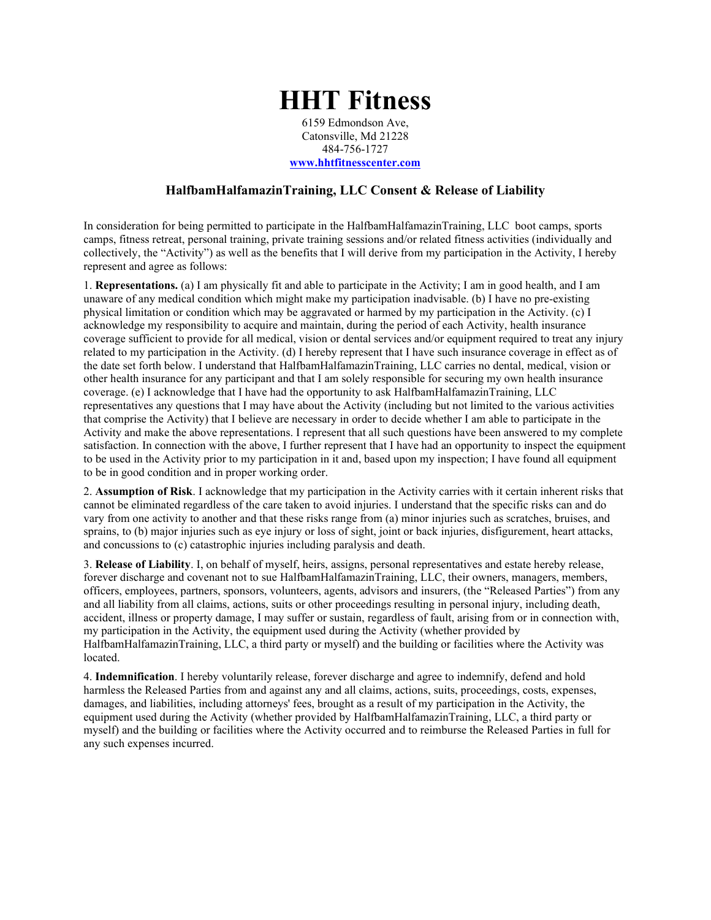# HHT Fitness

6159 Edmondson Ave,
Catonsville, Md 21228
484-756-1727
[www.hhtfitnesscenter.com](www.hhtfitnesscenter.com)

## HalfbamHalfamazinTraining, LLC Consent & Release of Liability

In consideration for being permitted to participate in the HalfbamHalfamazinTraining, LLC boot camps, sports camps, fitness retreat, personal training, private training sessions and/or related fitness activities (individually and collectively, the "Activity") as well as the benefits that I will derive from my participation in the Activity, I hereby represent and agree as follows:

1. **Representations.** (a) I am physically fit and able to participate in the Activity; I am in good health, and I am unaware of any medical condition which might make my participation inadvisable. (b) I have no pre-existing physical limitation or condition which may be aggravated or harmed by my participation in the Activity. (c) I acknowledge my responsibility to acquire and maintain, during the period of each Activity, health insurance coverage sufficient to provide for all medical, vision or dental services and/or equipment required to treat any injury related to my participation in the Activity. (d) I hereby represent that I have such insurance coverage in effect as of the date set forth below. I understand that HalfbamHalfamazinTraining, LLC carries no dental, medical, vision or other health insurance for any participant and that I am solely responsible for securing my own health insurance coverage. (e) I acknowledge that I have had the opportunity to ask HalfbamHalfamazinTraining, LLC representatives any questions that I may have about the Activity (including but not limited to the various activities that comprise the Activity) that I believe are necessary in order to decide whether I am able to participate in the Activity and make the above representations. I represent that all such questions have been answered to my complete satisfaction. In connection with the above, I further represent that I have had an opportunity to inspect the equipment to be used in the Activity prior to my participation in it and, based upon my inspection; I have found all equipment to be in good condition and in proper working order.

2. **Assumption of Risk**. I acknowledge that my participation in the Activity carries with it certain inherent risks that cannot be eliminated regardless of the care taken to avoid injuries. I understand that the specific risks can and do vary from one activity to another and that these risks range from (a) minor injuries such as scratches, bruises, and sprains, to (b) major injuries such as eye injury or loss of sight, joint or back injuries, disfigurement, heart attacks, and concussions to (c) catastrophic injuries including paralysis and death.

3. **Release of Liability**. I, on behalf of myself, heirs, assigns, personal representatives and estate hereby release, forever discharge and covenant not to sue HalfbamHalfamazinTraining, LLC, their owners, managers, members, officers, employees, partners, sponsors, volunteers, agents, advisors and insurers, (the "Released Parties") from any and all liability from all claims, actions, suits or other proceedings resulting in personal injury, including death, accident, illness or property damage, I may suffer or sustain, regardless of fault, arising from or in connection with, my participation in the Activity, the equipment used during the Activity (whether provided by HalfbamHalfamazinTraining, LLC, a third party or myself) and the building or facilities where the Activity was located.

4. **Indemnification**. I hereby voluntarily release, forever discharge and agree to indemnify, defend and hold harmless the Released Parties from and against any and all claims, actions, suits, proceedings, costs, expenses, damages, and liabilities, including attorneys' fees, brought as a result of my participation in the Activity, the equipment used during the Activity (whether provided by HalfbamHalfamazinTraining, LLC, a third party or myself) and the building or facilities where the Activity occurred and to reimburse the Released Parties in full for any such expenses incurred.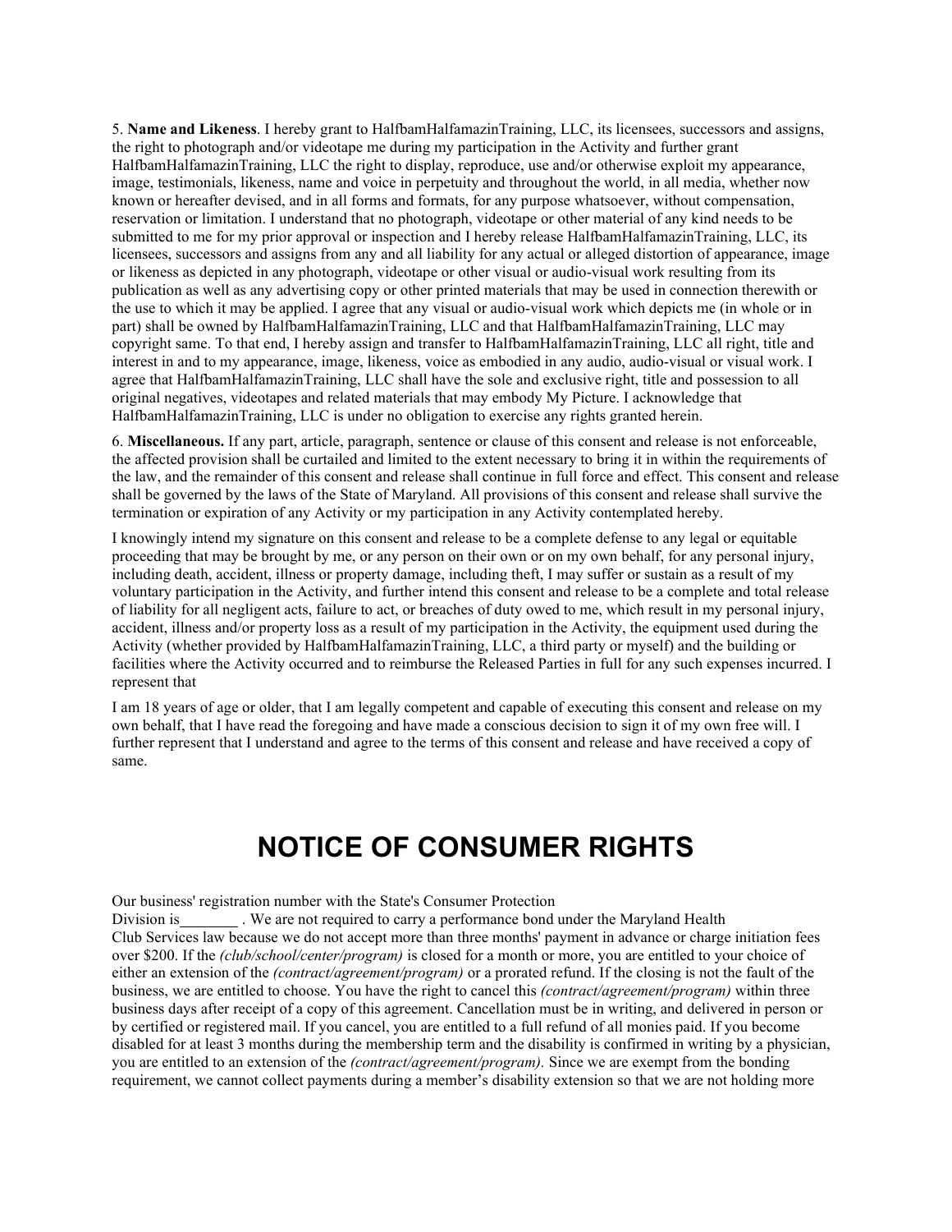5. **Name and Likeness**. I hereby grant to HalfbamHalfamazinTraining, LLC, its licensees, successors and assigns, the right to photograph and/or videotape me during my participation in the Activity and further grant HalfbamHalfamazinTraining, LLC the right to display, reproduce, use and/or otherwise exploit my appearance, image, testimonials, likeness, name and voice in perpetuity and throughout the world, in all media, whether now known or hereafter devised, and in all forms and formats, for any purpose whatsoever, without compensation, reservation or limitation. I understand that no photograph, videotape or other material of any kind needs to be submitted to me for my prior approval or inspection and I hereby release HalfbamHalfamazinTraining, LLC, its licensees, successors and assigns from any and all liability for any actual or alleged distortion of appearance, image or likeness as depicted in any photograph, videotape or other visual or audio-visual work resulting from its publication as well as any advertising copy or other printed materials that may be used in connection therewith or the use to which it may be applied. I agree that any visual or audio-visual work which depicts me (in whole or in part) shall be owned by HalfbamHalfamazinTraining, LLC and that HalfbamHalfamazinTraining, LLC may copyright same. To that end, I hereby assign and transfer to HalfbamHalfamazinTraining, LLC all right, title and interest in and to my appearance, image, likeness, voice as embodied in any audio, audio-visual or visual work. I agree that HalfbamHalfamazinTraining, LLC shall have the sole and exclusive right, title and possession to all original negatives, videotapes and related materials that may embody My Picture. I acknowledge that HalfbamHalfamazinTraining, LLC is under no obligation to exercise any rights granted herein.

6. **Miscellaneous.** If any part, article, paragraph, sentence or clause of this consent and release is not enforceable, the affected provision shall be curtailed and limited to the extent necessary to bring it in within the requirements of the law, and the remainder of this consent and release shall continue in full force and effect. This consent and release shall be governed by the laws of the State of Maryland. All provisions of this consent and release shall survive the termination or expiration of any Activity or my participation in any Activity contemplated hereby.

I knowingly intend my signature on this consent and release to be a complete defense to any legal or equitable proceeding that may be brought by me, or any person on their own or on my own behalf, for any personal injury, including death, accident, illness or property damage, including theft, I may suffer or sustain as a result of my voluntary participation in the Activity, and further intend this consent and release to be a complete and total release of liability for all negligent acts, failure to act, or breaches of duty owed to me, which result in my personal injury, accident, illness and/or property loss as a result of my participation in the Activity, the equipment used during the Activity (whether provided by HalfbamHalfamazinTraining, LLC, a third party or myself) and the building or facilities where the Activity occurred and to reimburse the Released Parties in full for any such expenses incurred. I represent that

I am 18 years of age or older, that I am legally competent and capable of executing this consent and release on my own behalf, that I have read the foregoing and have made a conscious decision to sign it of my own free will. I further represent that I understand and agree to the terms of this consent and release and have received a copy of same.

# NOTICE OF CONSUMER RIGHTS

Our business' registration number with the State's Consumer Protection Division is________ . We are not required to carry a performance bond under the Maryland Health Club Services law because we do not accept more than three months' payment in advance or charge initiation fees over $200. If the *(club/school/center/program)* is closed for a month or more, you are entitled to your choice of either an extension of the *(contract/agreement/program)* or a prorated refund. If the closing is not the fault of the business, we are entitled to choose. You have the right to cancel this *(contract/agreement/program)* within three business days after receipt of a copy of this agreement. Cancellation must be in writing, and delivered in person or by certified or registered mail. If you cancel, you are entitled to a full refund of all monies paid. If you become disabled for at least 3 months during the membership term and the disability is confirmed in writing by a physician, you are entitled to an extension of the *(contract/agreement/program).* Since we are exempt from the bonding requirement, we cannot collect payments during a member's disability extension so that we are not holding more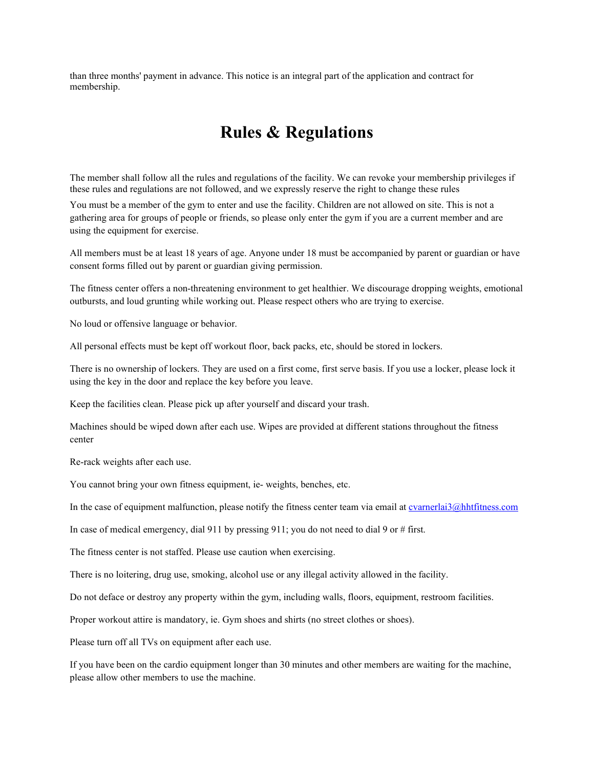than three months' payment in advance. This notice is an integral part of the application and contract for membership.

# Rules & Regulations

The member shall follow all the rules and regulations of the facility. We can revoke your membership privileges if these rules and regulations are not followed, and we expressly reserve the right to change these rules

You must be a member of the gym to enter and use the facility. Children are not allowed on site. This is not a gathering area for groups of people or friends, so please only enter the gym if you are a current member and are using the equipment for exercise.

All members must be at least 18 years of age. Anyone under 18 must be accompanied by parent or guardian or have consent forms filled out by parent or guardian giving permission.

The fitness center offers a non-threatening environment to get healthier. We discourage dropping weights, emotional outbursts, and loud grunting while working out. Please respect others who are trying to exercise.

No loud or offensive language or behavior.

All personal effects must be kept off workout floor, back packs, etc, should be stored in lockers.

There is no ownership of lockers. They are used on a first come, first serve basis. If you use a locker, please lock it using the key in the door and replace the key before you leave.

Keep the facilities clean. Please pick up after yourself and discard your trash.

Machines should be wiped down after each use. Wipes are provided at different stations throughout the fitness center

Re-rack weights after each use.

You cannot bring your own fitness equipment, ie- weights, benches, etc.

In the case of equipment malfunction, please notify the fitness center team via email at cvarnerlai3@hhtfitness.com

In case of medical emergency, dial 911 by pressing 911; you do not need to dial 9 or # first.

The fitness center is not staffed. Please use caution when exercising.

There is no loitering, drug use, smoking, alcohol use or any illegal activity allowed in the facility.

Do not deface or destroy any property within the gym, including walls, floors, equipment, restroom facilities.

Proper workout attire is mandatory, ie. Gym shoes and shirts (no street clothes or shoes).

Please turn off all TVs on equipment after each use.

If you have been on the cardio equipment longer than 30 minutes and other members are waiting for the machine, please allow other members to use the machine.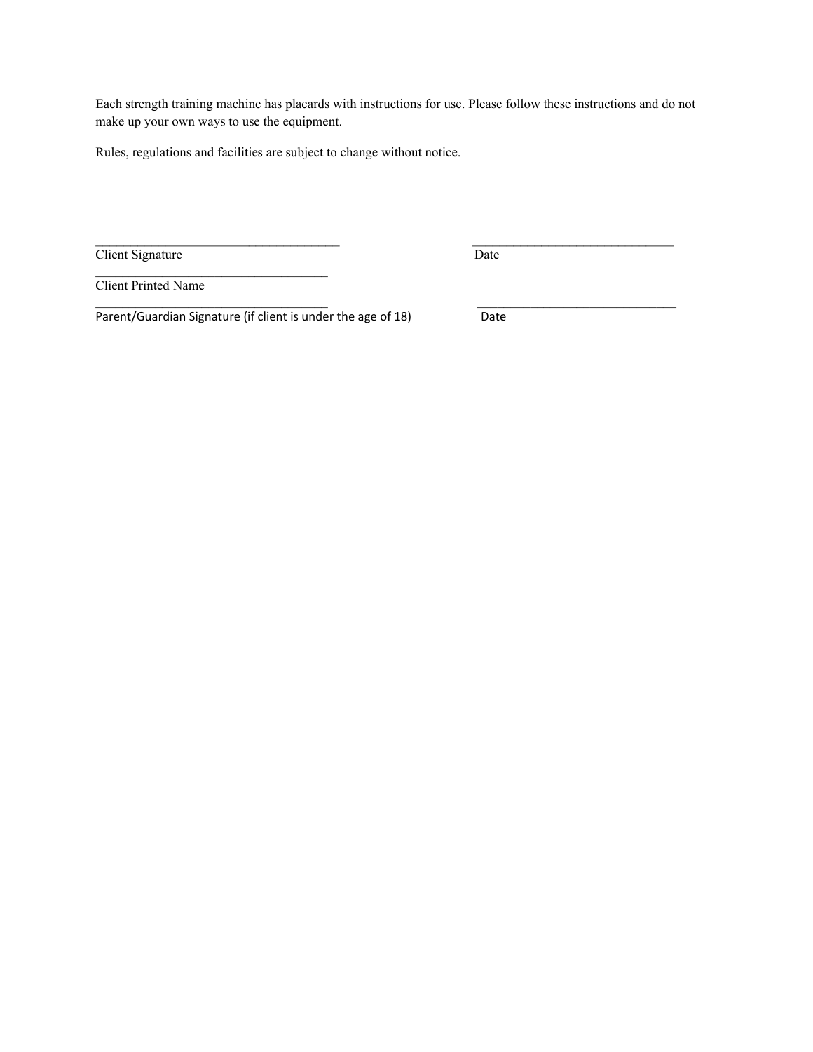Each strength training machine has placards with instructions for use. Please follow these instructions and do not make up your own ways to use the equipment.

Rules, regulations and facilities are subject to change without notice.

______________________________________ ________________________________
Client Signature Date

____________________________________
Client Printed Name

____________________________________ _______________________________
Parent/Guardian Signature (if client is under the age of 18) Date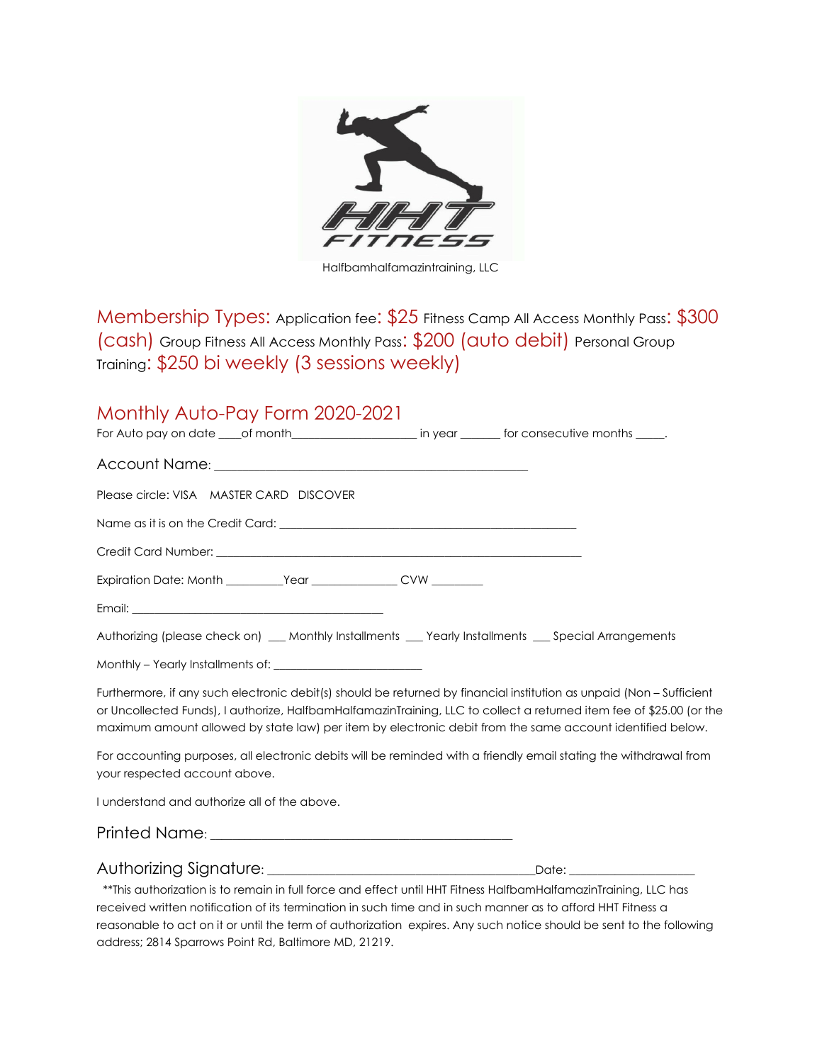HHT FITNESS

Halfbamhalfamazintraining, LLC

## Membership Types: Application fee: $25 Fitness Camp All Access Monthly Pass: $300 (cash) Group Fitness All Access Monthly Pass: $200 (auto debit) Personal Group Training: $250 bi weekly (3 sessions weekly)

## Monthly Auto-Pay Form 2020-2021

For Auto pay on date ____of month____________________ in year _______ for consecutive months _____.

Account Name: ___________________________________________________

Please circle: VISA MASTER CARD DISCOVER

Name as it is on the Credit Card: ______________________________________________________

Credit Card Number: _______________________________________________________________

Expiration Date: Month __________Year _______________ CVW _________

Email: ________________________________________________

Authorizing (please check on) ___ Monthly Installments ___ Yearly Installments ___ Special Arrangements

Monthly – Yearly Installments of: ___________________________

Furthermore, if any such electronic debit(s) should be returned by financial institution as unpaid (Non – Sufficient or Uncollected Funds), I authorize, HalfbamHalfamazinTraining, LLC to collect a returned item fee of $25.00 (or the maximum amount allowed by state law) per item by electronic debit from the same account identified below.

For accounting purposes, all electronic debits will be reminded with a friendly email stating the withdrawal from your respected account above.

I understand and authorize all of the above.

Printed Name: _________________________________________________

Authorizing Signature: __________________________________________Date: ____________________

**This authorization is to remain in full force and effect until HHT Fitness HalfbamHalfamazinTraining, LLC has received written notification of its termination in such time and in such manner as to afford HHT Fitness a reasonable to act on it or until the term of authorization expires. Any such notice should be sent to the following address; 2814 Sparrows Point Rd, Baltimore MD, 21219.